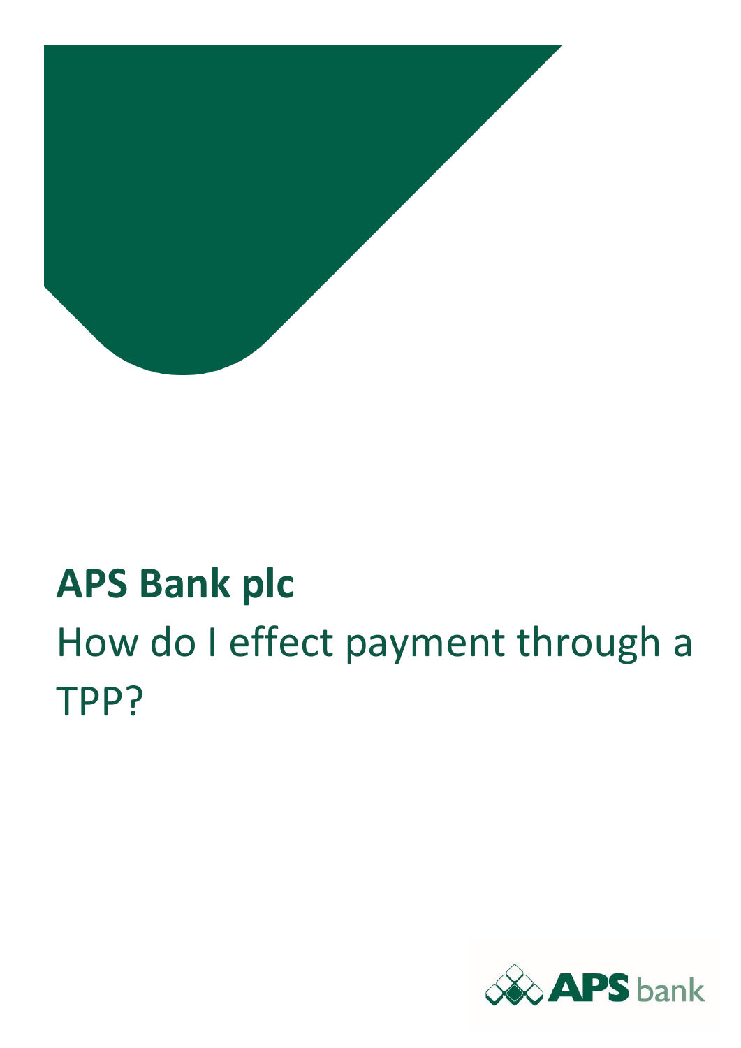# APS Bank plc

## How do I effect payment through a TPP?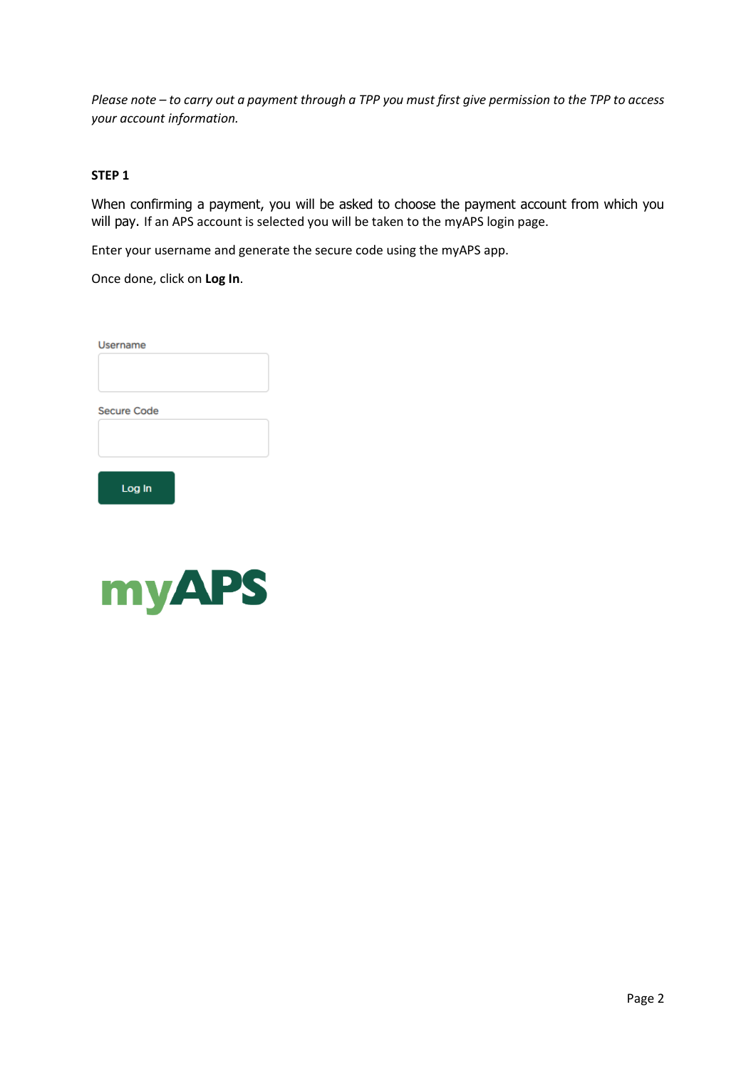*Please note – to carry out a payment through a TPP you must first give permission to the TPP to access your account information.*

**STEP 1**

When confirming a payment, you will be asked to choose the payment account from which you will pay. If an APS account is selected you will be taken to the myAPS login page.

Enter your username and generate the secure code using the myAPS app.

Once done, click on **Log In**.

Username

Secure Code

Log In

myAPS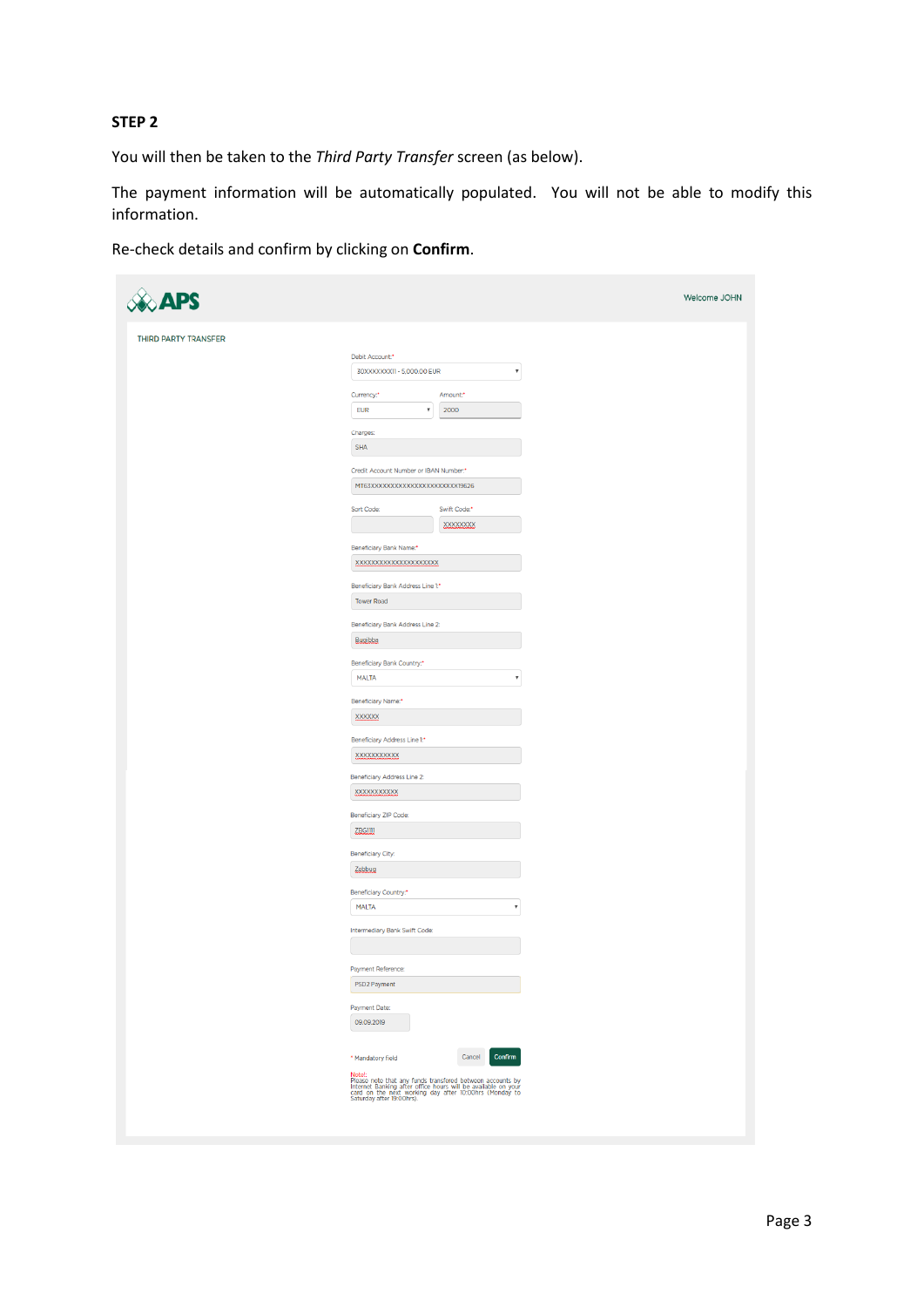**STEP 2**

You will then be taken to the *Third Party Transfer* screen (as below).

The payment information will be automatically populated. You will not be able to modify this information.

Re-check details and confirm by clicking on **Confirm**.

APS

Welcome JOHN

THIRD PARTY TRANSFER

Debit Account:*
30XXXXXXXX11 - 5,000.00 EUR

Currency:*
EUR

Amount:*
2000

Charges:
SHA

Credit Account Number or IBAN Number:*
MT63XXXXXXXXXXXXXXXXXXXXXXX19626

Sort Code:

Swift Code:*
XXXXXXXX

Beneficiary Bank Name:*
XXXXXXXXXXXXXXXXXXXXXX

Beneficiary Bank Address Line 1:*
Tower Road

Beneficiary Bank Address Line 2:
Bugibba

Beneficiary Bank Country:*
MALTA

Beneficiary Name:*
XXXXXX

Beneficiary Address Line 1:*
XXXXXXXXXXX

Beneficiary Address Line 2:
XXXXXXXXXXX

Beneficiary ZIP Code:
ZBG1111

Beneficiary City:
Zebbug

Beneficiary Country:*
MALTA

Intermediary Bank Swift Code:

Payment Reference:
PSD2 Payment

Payment Date:
09.09.2019

\* Mandatory field

Cancel Confirm

Note!:
Please note that any funds transfered between accounts by Internet Banking after office hours will be available on your card on the next working day after 10:00hrs (Monday to Saturday after 19:00hrs).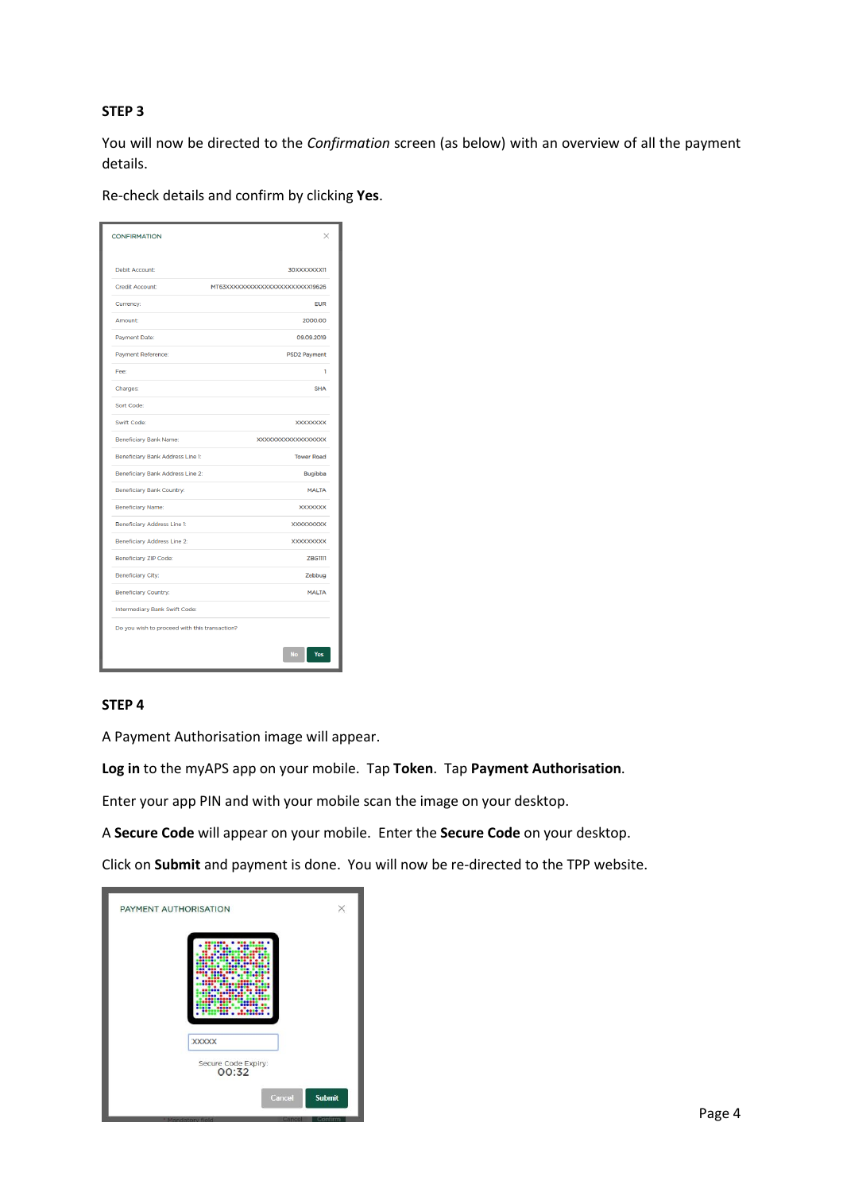**STEP 3**

You will now be directed to the *Confirmation* screen (as below) with an overview of all the payment details.

Re-check details and confirm by clicking **Yes**.

CONFIRMATION

| | |
|---|---|
| Debit Account: | 30XXXXXXX11 |
| Credit Account: | MT63XXXXXXXXXXXXXXXXXXXXX19626 |
| Currency: | EUR |
| Amount: | 2000.00 |
| Payment Date: | 09.09.2019 |
| Payment Reference: | PSD2 Payment |
| Fee: | 1 |
| Charges: | SHA |
| Sort Code: | |
| Swift Code: | XXXXXXXX |
| Beneficiary Bank Name: | XXXXXXXXXXXXXXXXX |
| Beneficiary Bank Address Line 1: | Tower Road |
| Beneficiary Bank Address Line 2: | Bugibba |
| Beneficiary Bank Country: | MALTA |
| Beneficiary Name: | XXXXXXX |
| Beneficiary Address Line 1: | XXXXXXXXX |
| Beneficiary Address Line 2: | XXXXXXXXX |
| Beneficiary ZIP Code: | ZBG1111 |
| Beneficiary City: | Zebbug |
| Beneficiary Country: | MALTA |
| Intermediary Bank Swift Code: | |

Do you wish to proceed with this transaction?

No Yes

**STEP 4**

A Payment Authorisation image will appear.

**Log in** to the myAPS app on your mobile. Tap **Token**. Tap **Payment Authorisation**.

Enter your app PIN and with your mobile scan the image on your desktop.

A **Secure Code** will appear on your mobile. Enter the **Secure Code** on your desktop.

Click on **Submit** and payment is done. You will now be re-directed to the TPP website.

PAYMENT AUTHORISATION

XXXXX

Secure Code Expiry:
00:32

Cancel Submit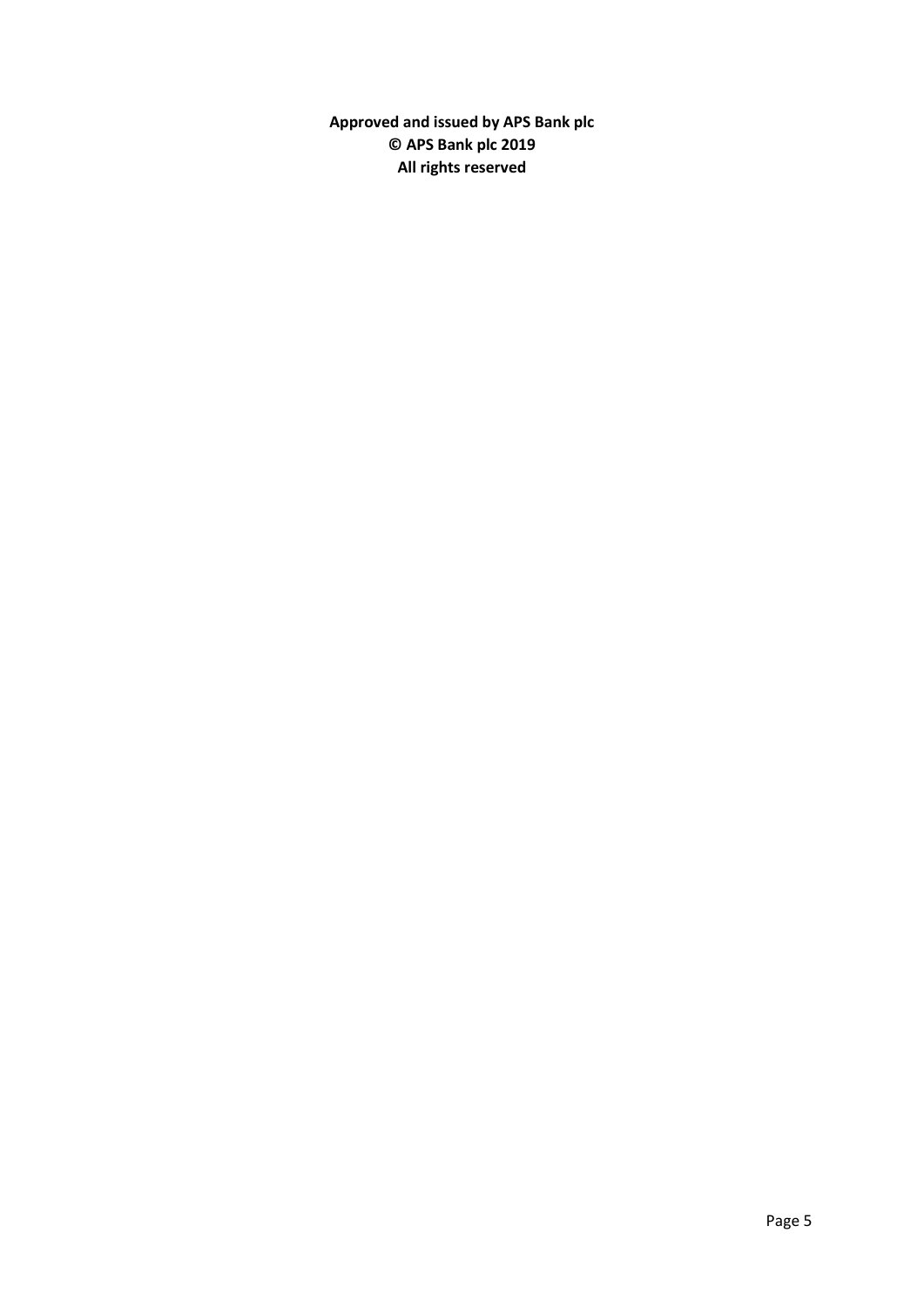**Approved and issued by APS Bank plc**
**© APS Bank plc 2019**
**All rights reserved**